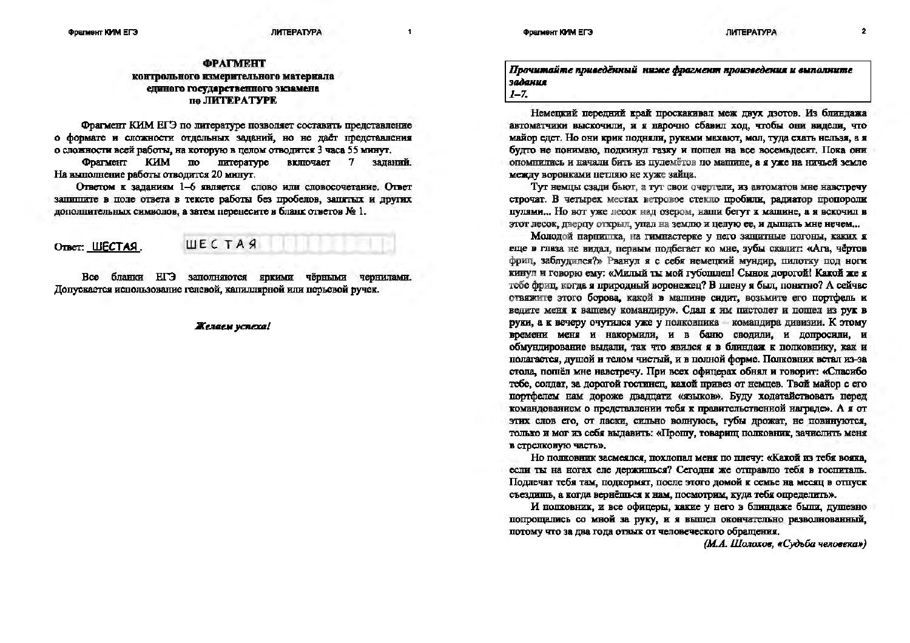# ФРАГМЕНТ
## контрольного измерительного материала единого государственного экзамена по ЛИТЕРАТУРЕ

Фрагмент КИМ ЕГЭ по литературе позволяет составить представление о формате и сложности отдельных заданий, но не даёт представления о сложности всей работы, на которую в целом отводится 3 часа 55 минут.

Фрагмент КИМ по литературе включает 7 заданий. На выполнение работы отводится 20 минут.

Ответом к заданиям 1–6 является слово или словосочетание. Ответ запишите в поле ответа в тексте работы без пробелов, запятых и других дополнительных символов, а затем перенесите в бланк ответов № 1.

Ответ: ШЕСТАЯ.   ШЕСТАЯ

Все бланки ЕГЭ заполняются яркими чёрными чернилами. Допускается использование гелевой, капиллярной или перьевой ручек.

***Желаем успеха!***

---

***Прочитайте приведённый ниже фрагмент произведения и выполните задания 1–7.***

Немецкий передний край проскакивал меж двух дзотов. Из блиндажа автоматчики выскочили, и я нарочно сбавил ход, чтобы они видели, что майор едет. Но они крик подняли, руками махают, мол, туда ехать нельзя, а я будто не понимаю, подкинул газку и пошел на все восемьдесят. Пока они опомнились и начали бить из пулемётов по машине, а я уже на ничьей земле между воронками петляю не хуже зайца.

Тут немцы сзади бьют, а тут свои очертели, из автоматов мне навстречу строчат. В четырех местах ветровое стекло пробили, радиатор пропороли пулями... Но вот уже лесок над озером, наши бегут к машине, а я вскочил в этот лесок, дверцу открыл, упал на землю и целую ее, а дышать мне нечем...

Молодой парнишка, на гимнастерке у него защитные погоны, каких я еще в глаза не видал, первым подбегает ко мне, зубы скалит: «Ага, чёртов фриц, заблудился?» Рванул я с себя немецкий мундир, пилотку под ноги кинул и говорю ему: «Милый ты мой губошлеп! Сынок дорогой! Какой же я тебе фриц, когда я природный воронежец? В плену я был, понятно? А сейчас отвяжите этого борова, какой в машине сидит, возьмите его портфель и ведите меня к вашему командиру». Сдал я им пистолет и пошел из рук в руки, а к вечеру очутился уже у полковника – командира дивизии. К этому времени меня и накормили, и в баню сводили, и допросили, и обмундирование выдали, так что явился я в блиндаж к полковнику, как и полагается, душой и телом чистый, и в полной форме. Полковник встал из-за стола, пошёл мне навстречу. При всех офицерах обнял и говорит: «Спасибо тебе, солдат, за дорогой гостинец, какой привез от немцев. Твой майор с его портфелем нам дороже двадцати «языков». Буду ходатайствовать перед командованием о представлении тебя к правительственной награде». А я от этих слов его, от ласки, сильно волнуюсь, губы дрожат, не повинуются, только и мог из себя выдавить: «Прошу, товарищ полковник, зачислить меня в стрелковую часть».

Но полковник засмеялся, похлопал меня по плечу: «Какой из тебя вояка, если ты на ногах еле держишься? Сегодня же отправлю тебя в госпиталь. Подлечат тебя там, подкормят, после этого домой к семье на месяц в отпуск съездишь, а когда вернёшься к нам, посмотрим, куда тебя определить».

И полковник, и все офицеры, какие у него в блиндаже были, душевно попрощались со мной за руку, и я вышел окончательно разволнованный, потому что за два года отвык от человеческого обращения.

*(М.А. Шолохов, «Судьба человека»)*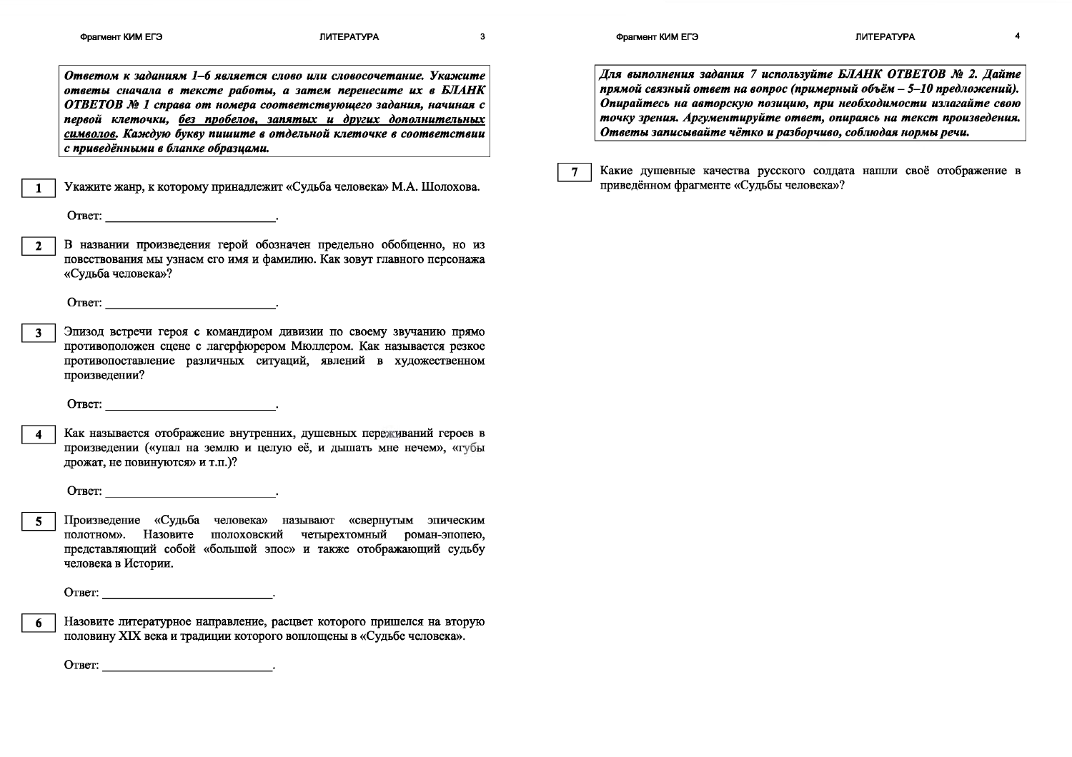***Ответом к заданиям 1–6 является слово или словосочетание. Укажите ответы сначала в тексте работы, а затем перенесите их в БЛАНК ОТВЕТОВ № 1 справа от номера соответствующего задания, начиная с первой клеточки, <u>без пробелов, запятых и других дополнительных символов</u>. Каждую букву пишите в отдельной клеточке в соответствии с приведёнными в бланке образцами.***

**1** Укажите жанр, к которому принадлежит «Судьба человека» М.А. Шолохова.

Ответ: ___________________________.

**2** В названии произведения герой обозначен предельно обобщенно, но из повествования мы узнаем его имя и фамилию. Как зовут главного персонажа «Судьба человека»?

Ответ: ___________________________.

**3** Эпизод встречи героя с командиром дивизии по своему звучанию прямо противоположен сцене с лагерфюрером Мюллером. Как называется резкое противопоставление различных ситуаций, явлений в художественном произведении?

Ответ: ___________________________.

**4** Как называется отображение внутренних, душевных переживаний героев в произведении («упал на землю и целую её, и дышать мне нечем», «губы дрожат, не повинуются» и т.п.)?

Ответ: ___________________________.

**5** Произведение «Судьба человека» называют «свернутым эпическим полотном». Назовите шолоховский четырехтомный роман-эпопею, представляющий собой «большой эпос» и также отображающий судьбу человека в Истории.

Ответ: ___________________________.

**6** Назовите литературное направление, расцвет которого пришелся на вторую половину XIX века и традиции которого воплощены в «Судьбе человека».

Ответ: ___________________________.

***Для выполнения задания 7 используйте БЛАНК ОТВЕТОВ № 2. Дайте прямой связный ответ на вопрос (примерный объём – 5–10 предложений). Опирайтесь на авторскую позицию, при необходимости излагайте свою точку зрения. Аргументируйте ответ, опираясь на текст произведения. Ответы записывайте чётко и разборчиво, соблюдая нормы речи.***

**7** Какие душевные качества русского солдата нашли своё отображение в приведённом фрагменте «Судьбы человека»?